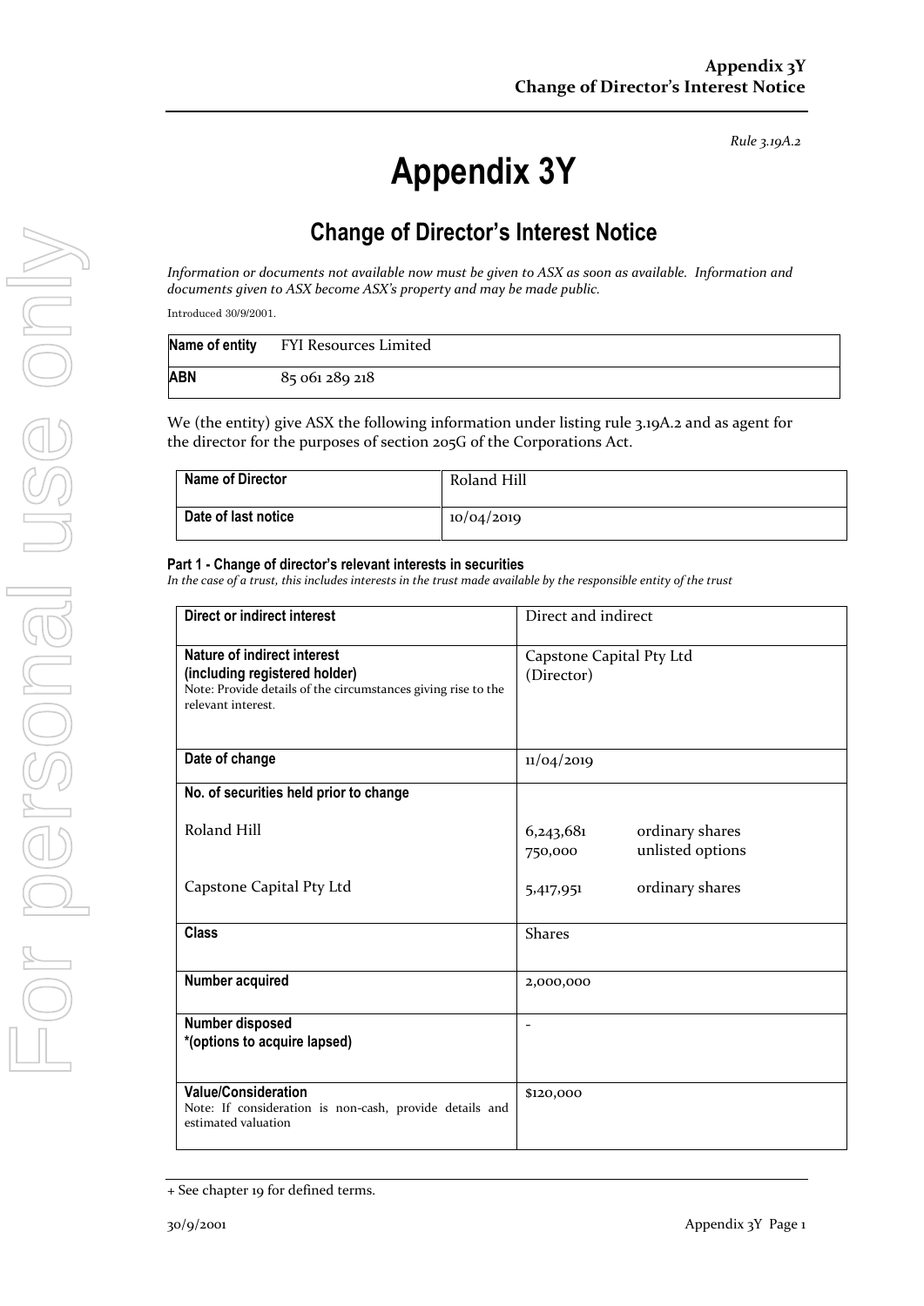*Rule 3.19A.2*

# Appendix 3Y

## Change of Director's Interest Notice

*Information or documents not available now must be given to ASX as soon as available. Information and documents given to ASX become ASX's property and may be made public.*

Introduced 30/9/2001.

| **Name of entity** | FYI Resources Limited |
|---|---|
| **ABN** | 85 061 289 218 |

We (the entity) give ASX the following information under listing rule 3.19A.2 and as agent for the director for the purposes of section 205G of the Corporations Act.

| **Name of Director** | Roland Hill |
|---|---|
| **Date of last notice** | 10/04/2019 |

#### Part 1 - Change of director's relevant interests in securities

*In the case of a trust, this includes interests in the trust made available by the responsible entity of the trust*

| **Direct or indirect interest** | Direct and indirect |
|---|---|
| **Nature of indirect interest (including registered holder)**<br>Note: Provide details of the circumstances giving rise to the relevant interest. | Capstone Capital Pty Ltd (Director) |
| **Date of change** | 11/04/2019 |
| **No. of securities held prior to change**<br><br>Roland Hill<br><br>Capstone Capital Pty Ltd | <br><br>6,243,681 ordinary shares<br>750,000 unlisted options<br><br>5,417,951 ordinary shares |
| **Class** | Shares |
| **Number acquired** | 2,000,000 |
| **Number disposed**<br>***(options to acquire lapsed)** | - |
| **Value/Consideration**<br>Note: If consideration is non-cash, provide details and estimated valuation | \$120,000 |

+ See chapter 19 for defined terms.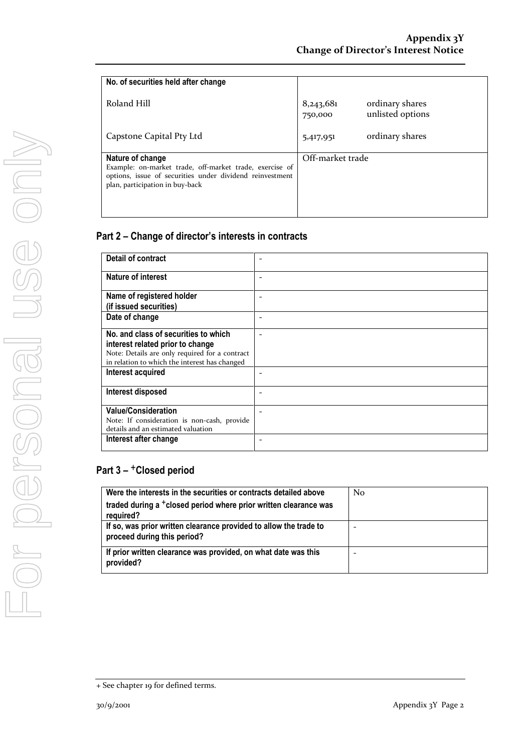| | | |
|---|---|---|
| **No. of securities held after change** | | |
| Roland Hill | 8,243,681<br>750,000 | ordinary shares<br>unlisted options |
| Capstone Capital Pty Ltd | 5,417,951 | ordinary shares |
| **Nature of change**<br>Example: on-market trade, off-market trade, exercise of options, issue of securities under dividend reinvestment plan, participation in buy-back | Off-market trade | |

## Part 2 – Change of director's interests in contracts

| | |
|---|---|
| **Detail of contract** | - |
| **Nature of interest** | - |
| **Name of registered holder (if issued securities)** | - |
| **Date of change** | - |
| **No. and class of securities to which interest related prior to change**<br>Note: Details are only required for a contract in relation to which the interest has changed | - |
| **Interest acquired** | - |
| **Interest disposed** | - |
| **Value/Consideration**<br>Note: If consideration is non-cash, provide details and an estimated valuation | - |
| **Interest after change** | - |

## Part 3 – +Closed period

| | |
|---|---|
| **Were the interests in the securities or contracts detailed above traded during a +closed period where prior written clearance was required?** | No |
| **If so, was prior written clearance provided to allow the trade to proceed during this period?** | - |
| **If prior written clearance was provided, on what date was this provided?** | - |

+ See chapter 19 for defined terms.